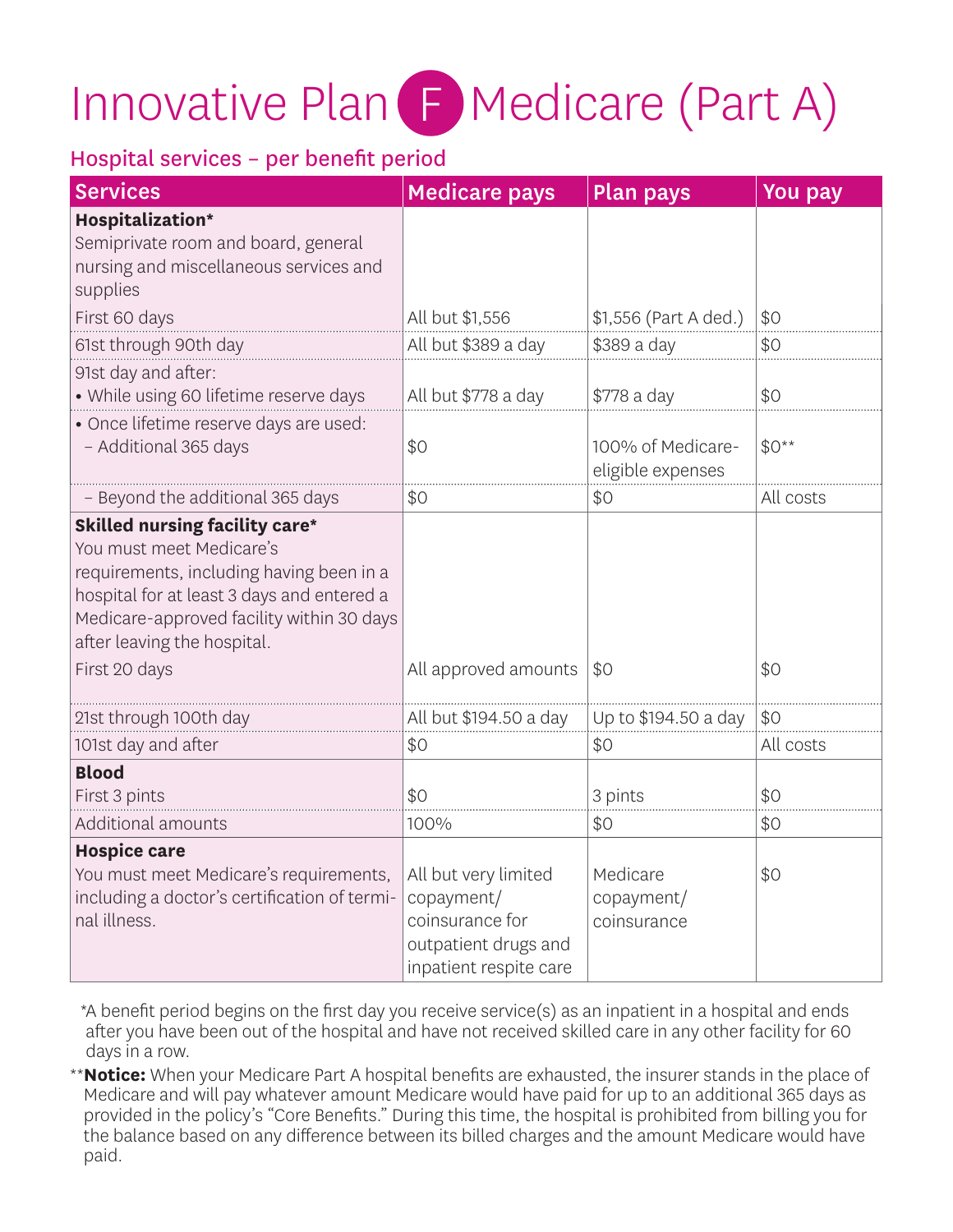# Innovative Plan F Medicare (Part A)

## Hospital services – per benefit period

| Services | Medicare pays | Plan pays | You pay |
|---|---|---|---|
| **Hospitalization*** Semiprivate room and board, general nursing and miscellaneous services and supplies | | | |
| First 60 days | All but $1,556 | $1,556 (Part A ded.) | $0 |
| 61st through 90th day | All but $389 a day | $389 a day | $0 |
| 91st day and after: • While using 60 lifetime reserve days | All but $778 a day | $778 a day | $0 |
| • Once lifetime reserve days are used: – Additional 365 days | $0 | 100% of Medicare-eligible expenses | $0** |
| – Beyond the additional 365 days | $0 | $0 | All costs |
| **Skilled nursing facility care*** You must meet Medicare's requirements, including having been in a hospital for at least 3 days and entered a Medicare-approved facility within 30 days after leaving the hospital. | | | |
| First 20 days | All approved amounts | $0 | $0 |
| 21st through 100th day | All but $194.50 a day | Up to $194.50 a day | $0 |
| 101st day and after | $0 | $0 | All costs |
| **Blood** | | | |
| First 3 pints | $0 | 3 pints | $0 |
| Additional amounts | 100% | $0 | $0 |
| **Hospice care** You must meet Medicare's requirements, including a doctor's certification of terminal illness. | All but very limited copayment/coinsurance for outpatient drugs and inpatient respite care | Medicare copayment/coinsurance | $0 |

*A benefit period begins on the first day you receive service(s) as an inpatient in a hospital and ends after you have been out of the hospital and have not received skilled care in any other facility for 60 days in a row.

****Notice:** When your Medicare Part A hospital benefits are exhausted, the insurer stands in the place of Medicare and will pay whatever amount Medicare would have paid for up to an additional 365 days as provided in the policy's "Core Benefits." During this time, the hospital is prohibited from billing you for the balance based on any difference between its billed charges and the amount Medicare would have paid.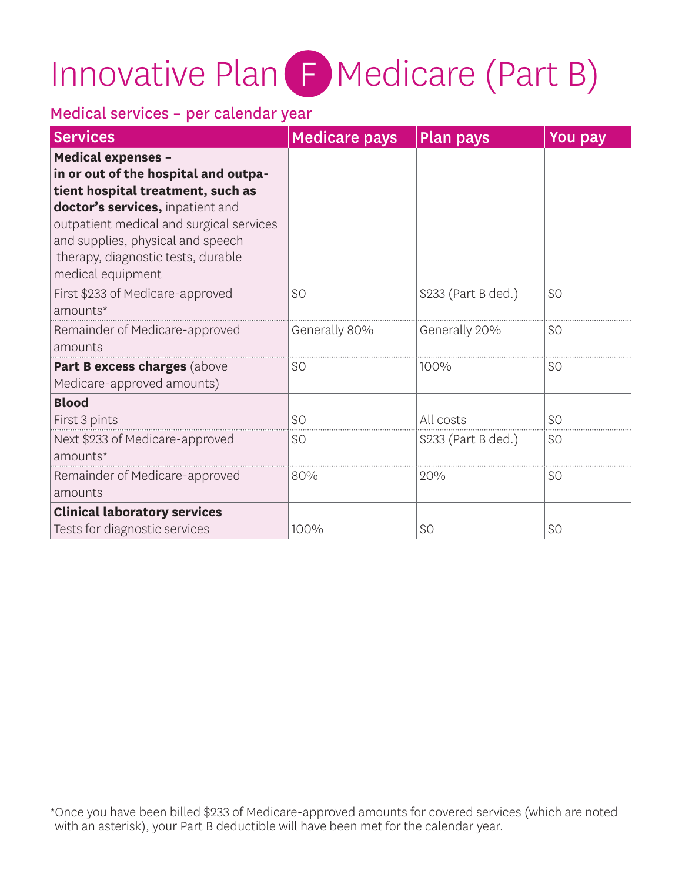# Innovative Plan F Medicare (Part B)

## Medical services – per calendar year

| Services | Medicare pays | Plan pays | You pay |
|---|---|---|---|
| **Medical expenses – in or out of the hospital and outpatient hospital treatment, such as doctor's services,** inpatient and outpatient medical and surgical services and supplies, physical and speech therapy, diagnostic tests, durable medical equipment | | | |
| First $233 of Medicare-approved amounts* | $0 | $233 (Part B ded.) | $0 |
| Remainder of Medicare-approved amounts | Generally 80% | Generally 20% | $0 |
| **Part B excess charges** (above Medicare-approved amounts) | $0 | 100% | $0 |
| **Blood** | | | |
| First 3 pints | $0 | All costs | $0 |
| Next $233 of Medicare-approved amounts* | $0 | $233 (Part B ded.) | $0 |
| Remainder of Medicare-approved amounts | 80% | 20% | $0 |
| **Clinical laboratory services** | | | |
| Tests for diagnostic services | 100% | $0 | $0 |

*Once you have been billed $233 of Medicare-approved amounts for covered services (which are noted with an asterisk), your Part B deductible will have been met for the calendar year.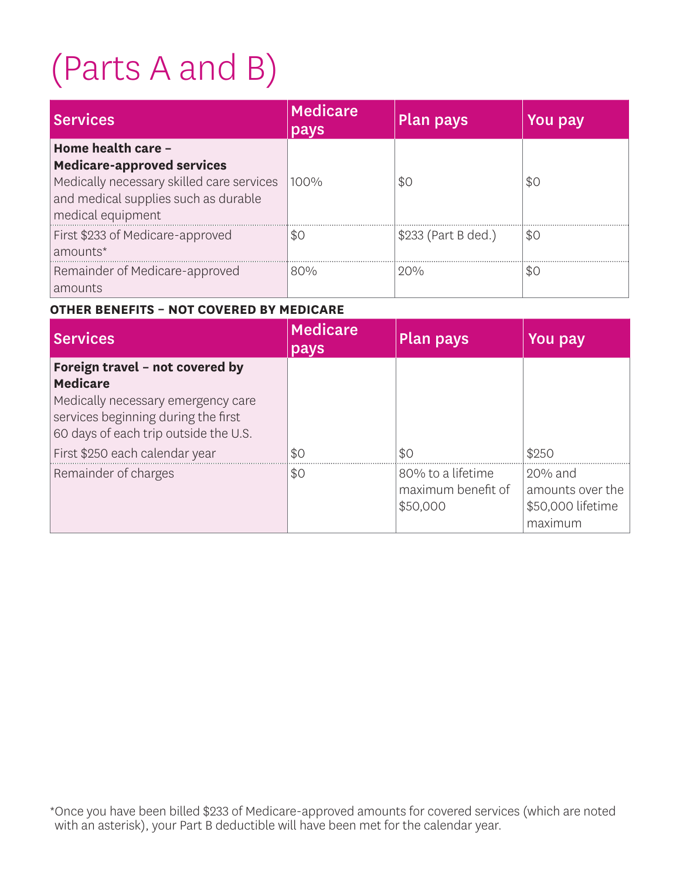# (Parts A and B)

| Services | Medicare pays | Plan pays | You pay |
|---|---|---|---|
| **Home health care – Medicare-approved services** Medically necessary skilled care services and medical supplies such as durable medical equipment | 100% | $0 | $0 |
| First $233 of Medicare-approved amounts* | $0 | $233 (Part B ded.) | $0 |
| Remainder of Medicare-approved amounts | 80% | 20% | $0 |

**OTHER BENEFITS – NOT COVERED BY MEDICARE**

| Services | Medicare pays | Plan pays | You pay |
|---|---|---|---|
| **Foreign travel – not covered by Medicare** Medically necessary emergency care services beginning during the first 60 days of each trip outside the U.S. | | | |
| First $250 each calendar year | $0 | $0 | $250 |
| Remainder of charges | $0 | 80% to a lifetime maximum benefit of $50,000 | 20% and amounts over the $50,000 lifetime maximum |

*Once you have been billed $233 of Medicare-approved amounts for covered services (which are noted with an asterisk), your Part B deductible will have been met for the calendar year.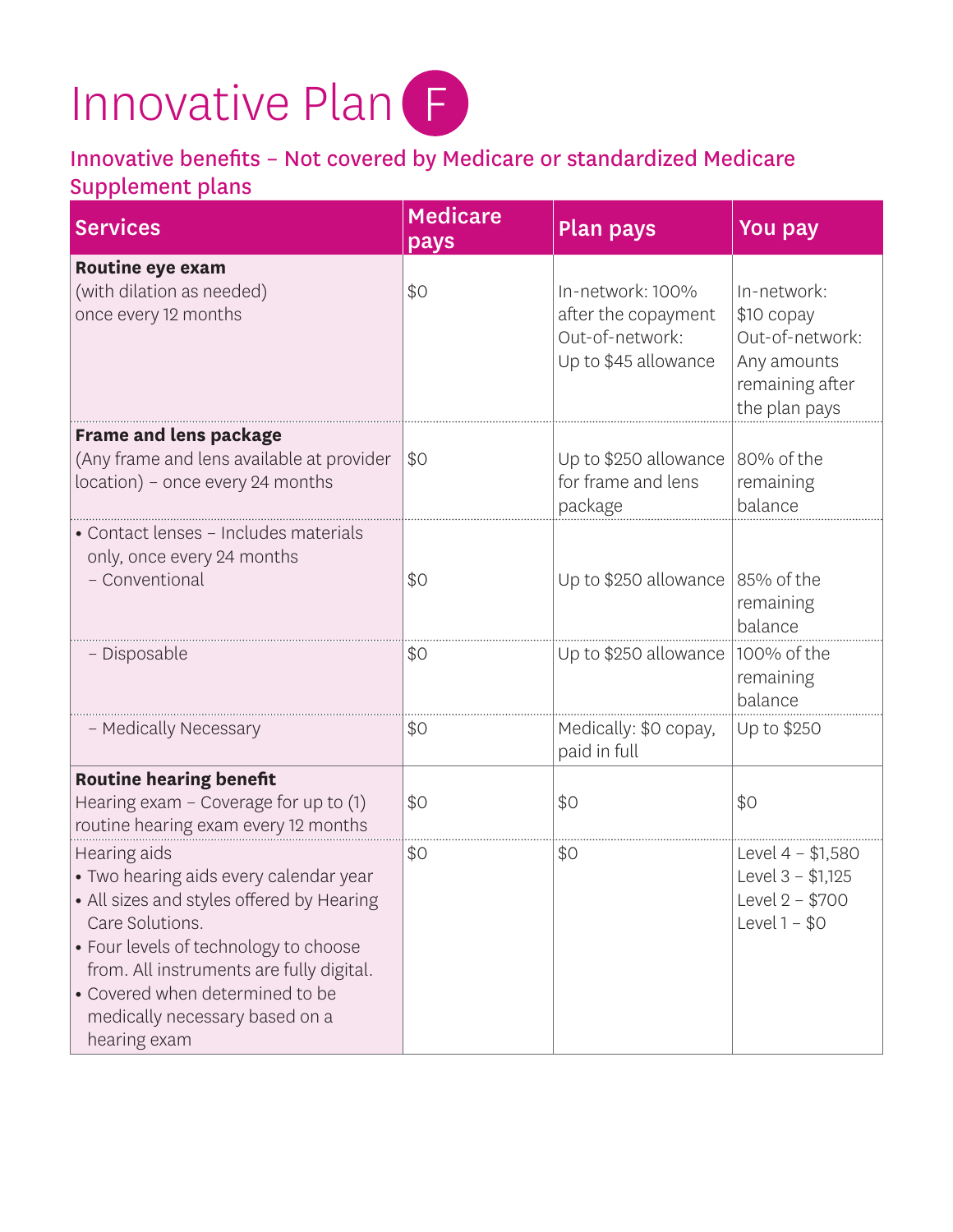# Innovative Plan F

## Innovative benefits – Not covered by Medicare or standardized Medicare Supplement plans

| Services | Medicare pays | Plan pays | You pay |
|---|---|---|---|
| **Routine eye exam** (with dilation as needed) once every 12 months | $0 | In-network: 100% after the copayment Out-of-network: Up to $45 allowance | In-network: $10 copay Out-of-network: Any amounts remaining after the plan pays |
| **Frame and lens package** (Any frame and lens available at provider location) – once every 24 months | $0 | Up to $250 allowance for frame and lens package | 80% of the remaining balance |
| • Contact lenses – Includes materials only, once every 24 months – Conventional | $0 | Up to $250 allowance | 85% of the remaining balance |
| – Disposable | $0 | Up to $250 allowance | 100% of the remaining balance |
| – Medically Necessary | $0 | Medically: $0 copay, paid in full | Up to $250 |
| **Routine hearing benefit** Hearing exam – Coverage for up to (1) routine hearing exam every 12 months | $0 | $0 | $0 |
| Hearing aids • Two hearing aids every calendar year • All sizes and styles offered by Hearing Care Solutions. • Four levels of technology to choose from. All instruments are fully digital. • Covered when determined to be medically necessary based on a hearing exam | $0 | $0 | Level 4 – $1,580 Level 3 – $1,125 Level 2 – $700 Level 1 – $0 |